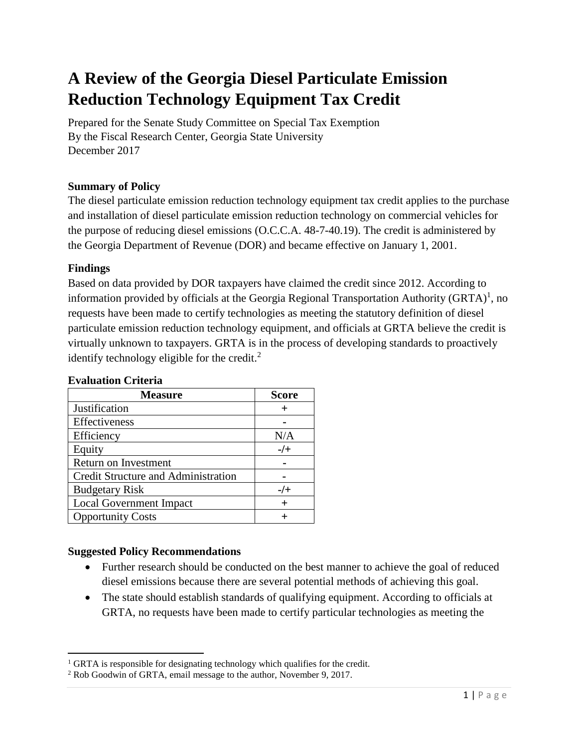# A Review of the Georgia Diesel Particulate Emission Reduction Technology Equipment Tax Credit

Prepared for the Senate Study Committee on Special Tax Exemption
By the Fiscal Research Center, Georgia State University
December 2017

### Summary of Policy

The diesel particulate emission reduction technology equipment tax credit applies to the purchase and installation of diesel particulate emission reduction technology on commercial vehicles for the purpose of reducing diesel emissions (O.C.C.A. 48-7-40.19). The credit is administered by the Georgia Department of Revenue (DOR) and became effective on January 1, 2001.

### Findings

Based on data provided by DOR taxpayers have claimed the credit since 2012. According to information provided by officials at the Georgia Regional Transportation Authority (GRTA)[1], no requests have been made to certify technologies as meeting the statutory definition of diesel particulate emission reduction technology equipment, and officials at GRTA believe the credit is virtually unknown to taxpayers. GRTA is in the process of developing standards to proactively identify technology eligible for the credit.[2]

### Evaluation Criteria

| Measure | Score |
|---|---|
| Justification | + |
| Effectiveness | - |
| Efficiency | N/A |
| Equity | -/+ |
| Return on Investment | - |
| Credit Structure and Administration | - |
| Budgetary Risk | -/+ |
| Local Government Impact | + |
| Opportunity Costs | + |

### Suggested Policy Recommendations

- Further research should be conducted on the best manner to achieve the goal of reduced diesel emissions because there are several potential methods of achieving this goal.
- The state should establish standards of qualifying equipment. According to officials at GRTA, no requests have been made to certify particular technologies as meeting the

[1] GRTA is responsible for designating technology which qualifies for the credit.
[2] Rob Goodwin of GRTA, email message to the author, November 9, 2017.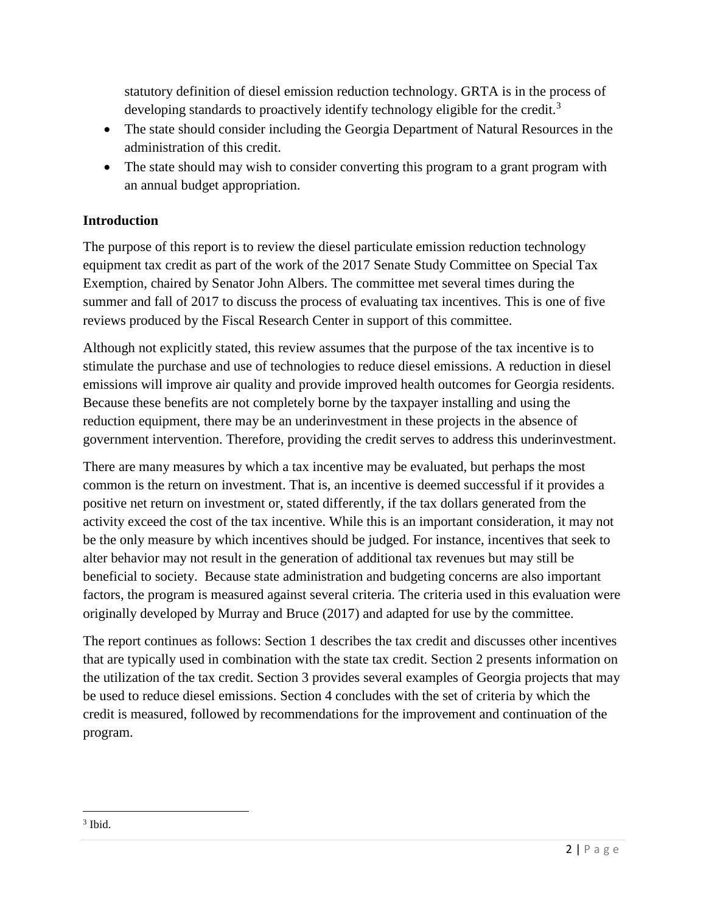statutory definition of diesel emission reduction technology. GRTA is in the process of developing standards to proactively identify technology eligible for the credit.[3]

- The state should consider including the Georgia Department of Natural Resources in the administration of this credit.
- The state should may wish to consider converting this program to a grant program with an annual budget appropriation.

## Introduction

The purpose of this report is to review the diesel particulate emission reduction technology equipment tax credit as part of the work of the 2017 Senate Study Committee on Special Tax Exemption, chaired by Senator John Albers. The committee met several times during the summer and fall of 2017 to discuss the process of evaluating tax incentives. This is one of five reviews produced by the Fiscal Research Center in support of this committee.

Although not explicitly stated, this review assumes that the purpose of the tax incentive is to stimulate the purchase and use of technologies to reduce diesel emissions. A reduction in diesel emissions will improve air quality and provide improved health outcomes for Georgia residents. Because these benefits are not completely borne by the taxpayer installing and using the reduction equipment, there may be an underinvestment in these projects in the absence of government intervention. Therefore, providing the credit serves to address this underinvestment.

There are many measures by which a tax incentive may be evaluated, but perhaps the most common is the return on investment. That is, an incentive is deemed successful if it provides a positive net return on investment or, stated differently, if the tax dollars generated from the activity exceed the cost of the tax incentive. While this is an important consideration, it may not be the only measure by which incentives should be judged. For instance, incentives that seek to alter behavior may not result in the generation of additional tax revenues but may still be beneficial to society. Because state administration and budgeting concerns are also important factors, the program is measured against several criteria. The criteria used in this evaluation were originally developed by Murray and Bruce (2017) and adapted for use by the committee.

The report continues as follows: Section 1 describes the tax credit and discusses other incentives that are typically used in combination with the state tax credit. Section 2 presents information on the utilization of the tax credit. Section 3 provides several examples of Georgia projects that may be used to reduce diesel emissions. Section 4 concludes with the set of criteria by which the credit is measured, followed by recommendations for the improvement and continuation of the program.

[3] Ibid.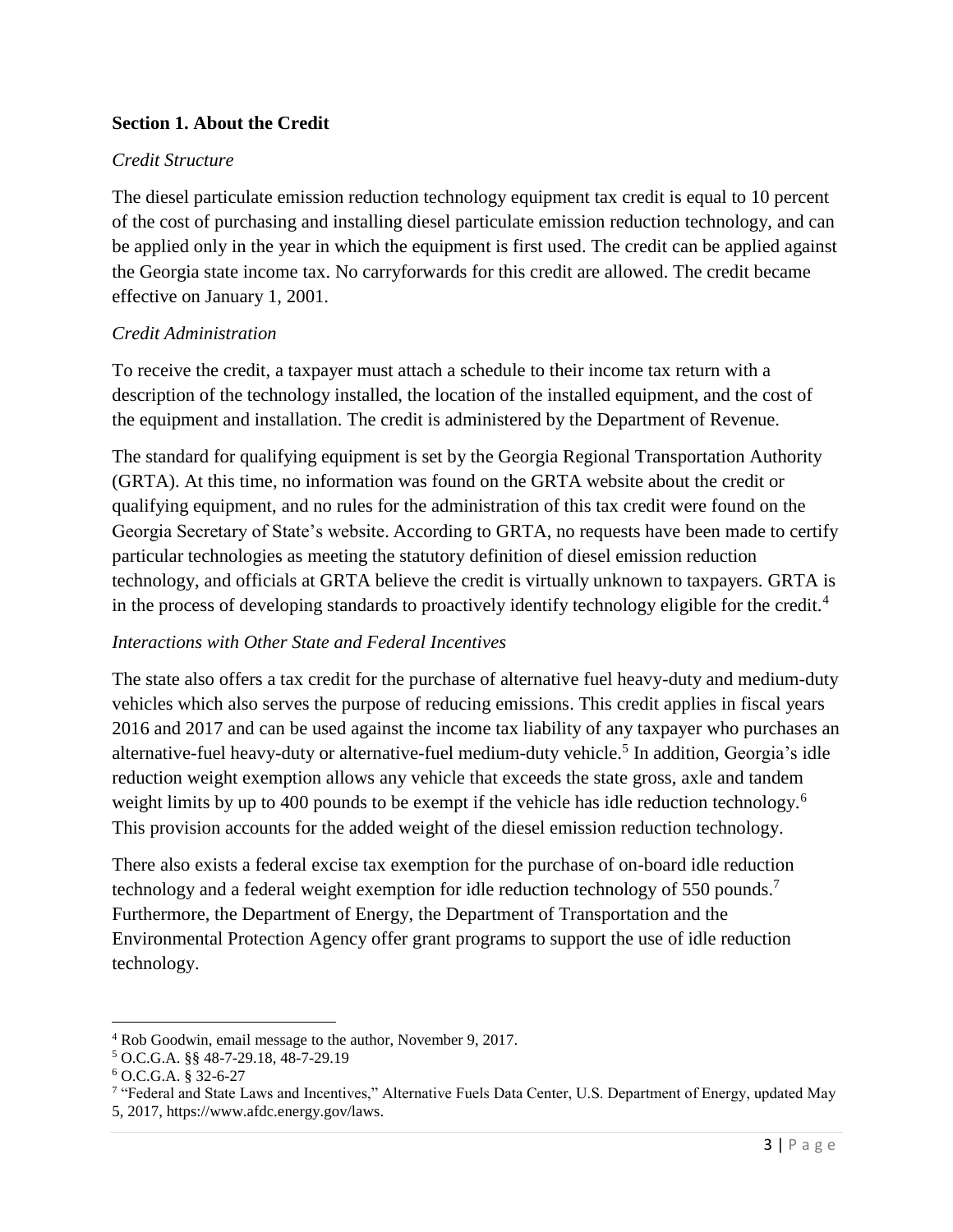## Section 1. About the Credit

### *Credit Structure*

The diesel particulate emission reduction technology equipment tax credit is equal to 10 percent of the cost of purchasing and installing diesel particulate emission reduction technology, and can be applied only in the year in which the equipment is first used. The credit can be applied against the Georgia state income tax. No carryforwards for this credit are allowed. The credit became effective on January 1, 2001.

### *Credit Administration*

To receive the credit, a taxpayer must attach a schedule to their income tax return with a description of the technology installed, the location of the installed equipment, and the cost of the equipment and installation. The credit is administered by the Department of Revenue.

The standard for qualifying equipment is set by the Georgia Regional Transportation Authority (GRTA). At this time, no information was found on the GRTA website about the credit or qualifying equipment, and no rules for the administration of this tax credit were found on the Georgia Secretary of State's website. According to GRTA, no requests have been made to certify particular technologies as meeting the statutory definition of diesel emission reduction technology, and officials at GRTA believe the credit is virtually unknown to taxpayers. GRTA is in the process of developing standards to proactively identify technology eligible for the credit.[4]

### *Interactions with Other State and Federal Incentives*

The state also offers a tax credit for the purchase of alternative fuel heavy-duty and medium-duty vehicles which also serves the purpose of reducing emissions. This credit applies in fiscal years 2016 and 2017 and can be used against the income tax liability of any taxpayer who purchases an alternative-fuel heavy-duty or alternative-fuel medium-duty vehicle.[5] In addition, Georgia's idle reduction weight exemption allows any vehicle that exceeds the state gross, axle and tandem weight limits by up to 400 pounds to be exempt if the vehicle has idle reduction technology.[6] This provision accounts for the added weight of the diesel emission reduction technology.

There also exists a federal excise tax exemption for the purchase of on-board idle reduction technology and a federal weight exemption for idle reduction technology of 550 pounds.[7] Furthermore, the Department of Energy, the Department of Transportation and the Environmental Protection Agency offer grant programs to support the use of idle reduction technology.

---

[4] Rob Goodwin, email message to the author, November 9, 2017.

[5] O.C.G.A. §§ 48-7-29.18, 48-7-29.19

[6] O.C.G.A. § 32-6-27

[7] "Federal and State Laws and Incentives," Alternative Fuels Data Center, U.S. Department of Energy, updated May 5, 2017, https://www.afdc.energy.gov/laws.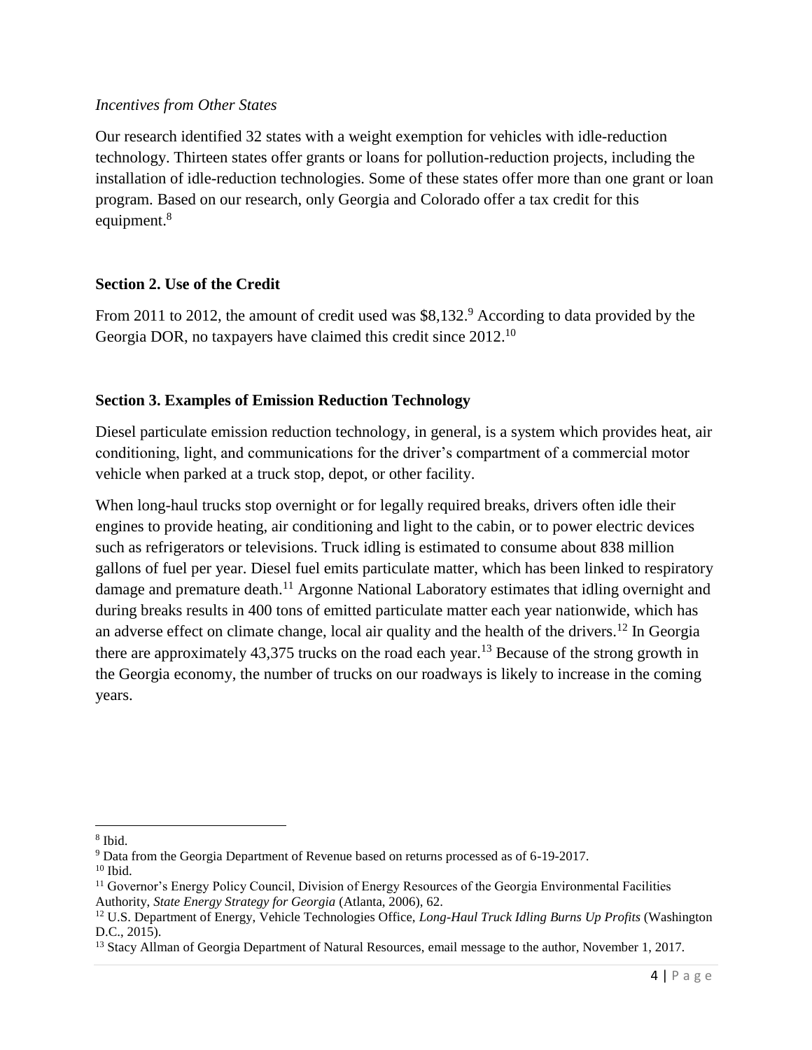*Incentives from Other States*

Our research identified 32 states with a weight exemption for vehicles with idle-reduction technology. Thirteen states offer grants or loans for pollution-reduction projects, including the installation of idle-reduction technologies. Some of these states offer more than one grant or loan program. Based on our research, only Georgia and Colorado offer a tax credit for this equipment.[8]

## Section 2. Use of the Credit

From 2011 to 2012, the amount of credit used was $8,132.[9] According to data provided by the Georgia DOR, no taxpayers have claimed this credit since 2012.[10]

## Section 3. Examples of Emission Reduction Technology

Diesel particulate emission reduction technology, in general, is a system which provides heat, air conditioning, light, and communications for the driver's compartment of a commercial motor vehicle when parked at a truck stop, depot, or other facility.

When long-haul trucks stop overnight or for legally required breaks, drivers often idle their engines to provide heating, air conditioning and light to the cabin, or to power electric devices such as refrigerators or televisions. Truck idling is estimated to consume about 838 million gallons of fuel per year. Diesel fuel emits particulate matter, which has been linked to respiratory damage and premature death.[11] Argonne National Laboratory estimates that idling overnight and during breaks results in 400 tons of emitted particulate matter each year nationwide, which has an adverse effect on climate change, local air quality and the health of the drivers.[12] In Georgia there are approximately 43,375 trucks on the road each year.[13] Because of the strong growth in the Georgia economy, the number of trucks on our roadways is likely to increase in the coming years.

---

[8] Ibid.

[9] Data from the Georgia Department of Revenue based on returns processed as of 6-19-2017.

[10] Ibid.

[11] Governor's Energy Policy Council, Division of Energy Resources of the Georgia Environmental Facilities Authority, *State Energy Strategy for Georgia* (Atlanta, 2006), 62.

[12] U.S. Department of Energy, Vehicle Technologies Office, *Long-Haul Truck Idling Burns Up Profits* (Washington D.C., 2015).

[13] Stacy Allman of Georgia Department of Natural Resources, email message to the author, November 1, 2017.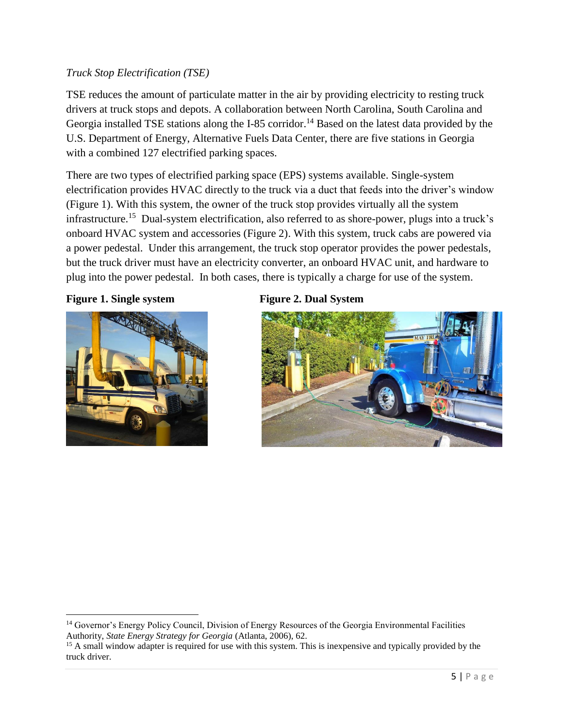*Truck Stop Electrification (TSE)*

TSE reduces the amount of particulate matter in the air by providing electricity to resting truck drivers at truck stops and depots. A collaboration between North Carolina, South Carolina and Georgia installed TSE stations along the I-85 corridor.[14] Based on the latest data provided by the U.S. Department of Energy, Alternative Fuels Data Center, there are five stations in Georgia with a combined 127 electrified parking spaces.

There are two types of electrified parking space (EPS) systems available. Single-system electrification provides HVAC directly to the truck via a duct that feeds into the driver's window (Figure 1). With this system, the owner of the truck stop provides virtually all the system infrastructure.[15] Dual-system electrification, also referred to as shore-power, plugs into a truck's onboard HVAC system and accessories (Figure 2). With this system, truck cabs are powered via a power pedestal. Under this arrangement, the truck stop operator provides the power pedestals, but the truck driver must have an electricity converter, an onboard HVAC unit, and hardware to plug into the power pedestal. In both cases, there is typically a charge for use of the system.

**Figure 1. Single system**

**Figure 2. Dual System**

---

[14] Governor's Energy Policy Council, Division of Energy Resources of the Georgia Environmental Facilities Authority, *State Energy Strategy for Georgia* (Atlanta, 2006), 62.

[15] A small window adapter is required for use with this system. This is inexpensive and typically provided by the truck driver.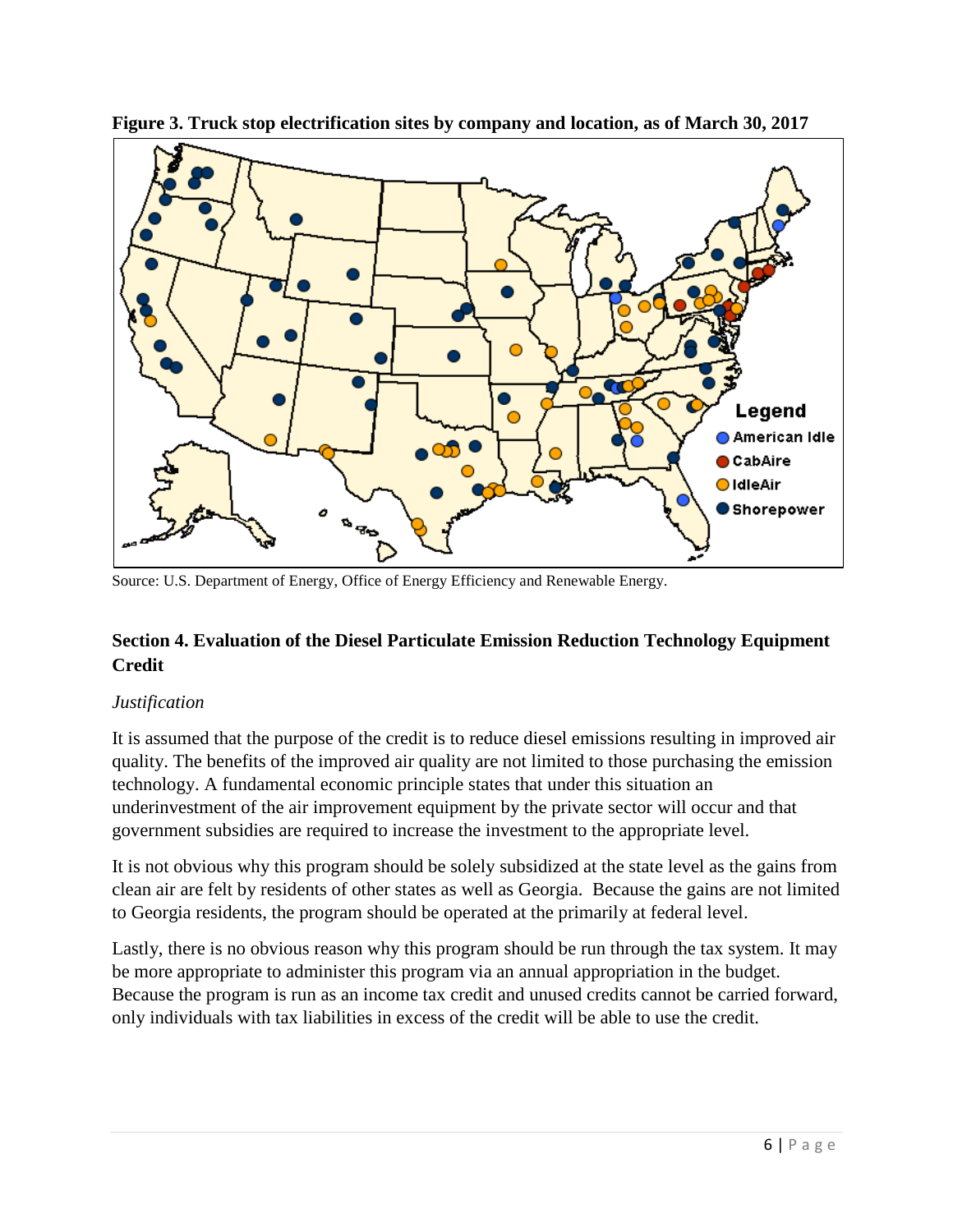**Figure 3. Truck stop electrification sites by company and location, as of March 30, 2017**

Legend
- American Idle
- CabAire
- IdleAir
- Shorepower

Source: U.S. Department of Energy, Office of Energy Efficiency and Renewable Energy.

## Section 4. Evaluation of the Diesel Particulate Emission Reduction Technology Equipment Credit

*Justification*

It is assumed that the purpose of the credit is to reduce diesel emissions resulting in improved air quality. The benefits of the improved air quality are not limited to those purchasing the emission technology. A fundamental economic principle states that under this situation an underinvestment of the air improvement equipment by the private sector will occur and that government subsidies are required to increase the investment to the appropriate level.

It is not obvious why this program should be solely subsidized at the state level as the gains from clean air are felt by residents of other states as well as Georgia. Because the gains are not limited to Georgia residents, the program should be operated at the primarily at federal level.

Lastly, there is no obvious reason why this program should be run through the tax system. It may be more appropriate to administer this program via an annual appropriation in the budget. Because the program is run as an income tax credit and unused credits cannot be carried forward, only individuals with tax liabilities in excess of the credit will be able to use the credit.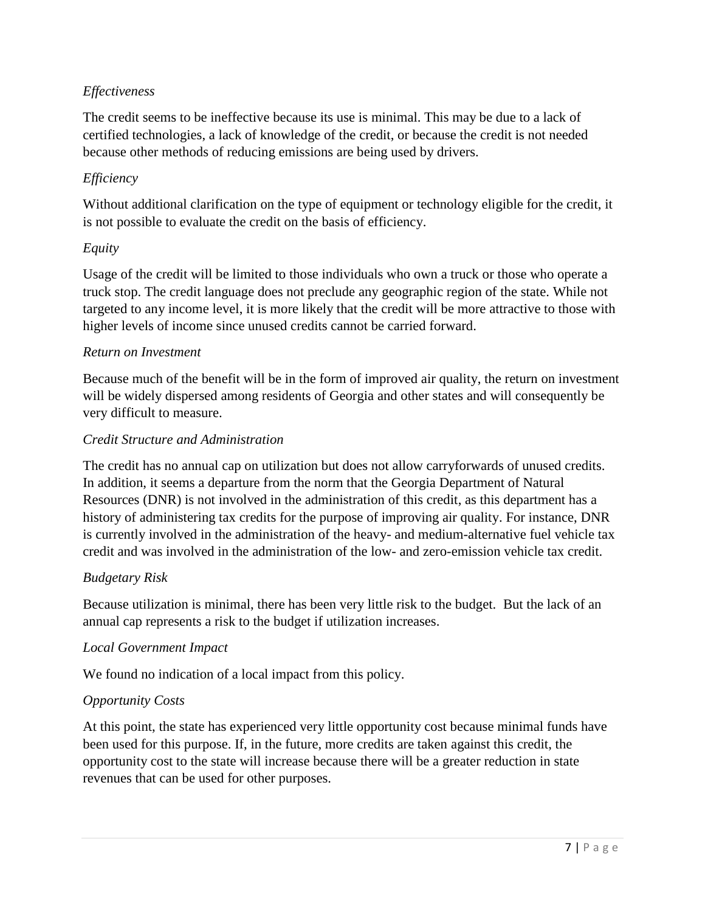*Effectiveness*

The credit seems to be ineffective because its use is minimal. This may be due to a lack of certified technologies, a lack of knowledge of the credit, or because the credit is not needed because other methods of reducing emissions are being used by drivers.

*Efficiency*

Without additional clarification on the type of equipment or technology eligible for the credit, it is not possible to evaluate the credit on the basis of efficiency.

*Equity*

Usage of the credit will be limited to those individuals who own a truck or those who operate a truck stop. The credit language does not preclude any geographic region of the state. While not targeted to any income level, it is more likely that the credit will be more attractive to those with higher levels of income since unused credits cannot be carried forward.

*Return on Investment*

Because much of the benefit will be in the form of improved air quality, the return on investment will be widely dispersed among residents of Georgia and other states and will consequently be very difficult to measure.

*Credit Structure and Administration*

The credit has no annual cap on utilization but does not allow carryforwards of unused credits. In addition, it seems a departure from the norm that the Georgia Department of Natural Resources (DNR) is not involved in the administration of this credit, as this department has a history of administering tax credits for the purpose of improving air quality. For instance, DNR is currently involved in the administration of the heavy- and medium-alternative fuel vehicle tax credit and was involved in the administration of the low- and zero-emission vehicle tax credit.

*Budgetary Risk*

Because utilization is minimal, there has been very little risk to the budget. But the lack of an annual cap represents a risk to the budget if utilization increases.

*Local Government Impact*

We found no indication of a local impact from this policy.

*Opportunity Costs*

At this point, the state has experienced very little opportunity cost because minimal funds have been used for this purpose. If, in the future, more credits are taken against this credit, the opportunity cost to the state will increase because there will be a greater reduction in state revenues that can be used for other purposes.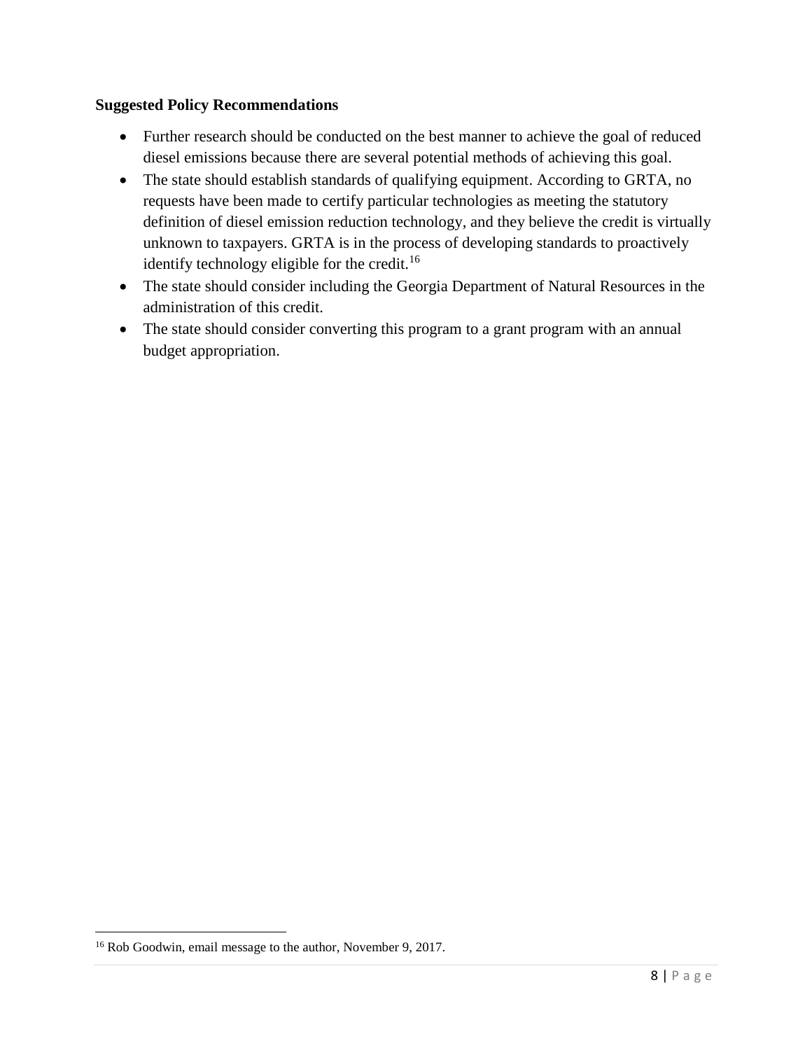**Suggested Policy Recommendations**

- Further research should be conducted on the best manner to achieve the goal of reduced diesel emissions because there are several potential methods of achieving this goal.
- The state should establish standards of qualifying equipment. According to GRTA, no requests have been made to certify particular technologies as meeting the statutory definition of diesel emission reduction technology, and they believe the credit is virtually unknown to taxpayers. GRTA is in the process of developing standards to proactively identify technology eligible for the credit.[16]
- The state should consider including the Georgia Department of Natural Resources in the administration of this credit.
- The state should consider converting this program to a grant program with an annual budget appropriation.

---

[16] Rob Goodwin, email message to the author, November 9, 2017.